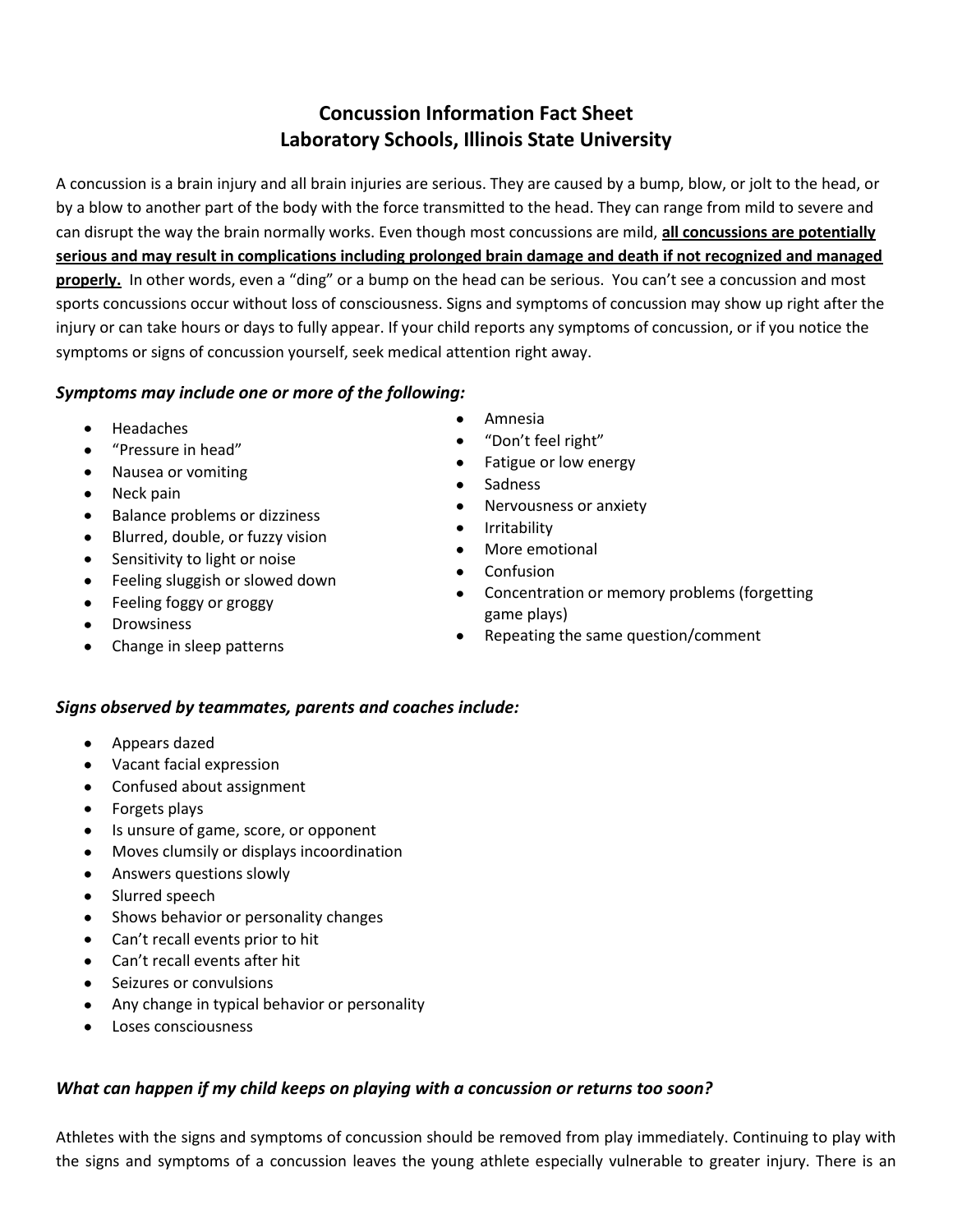# Concussion Information Fact Sheet
# Laboratory Schools, Illinois State University

A concussion is a brain injury and all brain injuries are serious. They are caused by a bump, blow, or jolt to the head, or by a blow to another part of the body with the force transmitted to the head. They can range from mild to severe and can disrupt the way the brain normally works. Even though most concussions are mild, **all concussions are potentially serious and may result in complications including prolonged brain damage and death if not recognized and managed properly.** In other words, even a "ding" or a bump on the head can be serious. You can't see a concussion and most sports concussions occur without loss of consciousness. Signs and symptoms of concussion may show up right after the injury or can take hours or days to fully appear. If your child reports any symptoms of concussion, or if you notice the symptoms or signs of concussion yourself, seek medical attention right away.

### *Symptoms may include one or more of the following:*

- Headaches
- "Pressure in head"
- Nausea or vomiting
- Neck pain
- Balance problems or dizziness
- Blurred, double, or fuzzy vision
- Sensitivity to light or noise
- Feeling sluggish or slowed down
- Feeling foggy or groggy
- Drowsiness
- Change in sleep patterns
- Amnesia
- "Don't feel right"
- Fatigue or low energy
- Sadness
- Nervousness or anxiety
- Irritability
- More emotional
- Confusion
- Concentration or memory problems (forgetting game plays)
- Repeating the same question/comment

### *Signs observed by teammates, parents and coaches include:*

- Appears dazed
- Vacant facial expression
- Confused about assignment
- Forgets plays
- Is unsure of game, score, or opponent
- Moves clumsily or displays incoordination
- Answers questions slowly
- Slurred speech
- Shows behavior or personality changes
- Can't recall events prior to hit
- Can't recall events after hit
- Seizures or convulsions
- Any change in typical behavior or personality
- Loses consciousness

### *What can happen if my child keeps on playing with a concussion or returns too soon?*

Athletes with the signs and symptoms of concussion should be removed from play immediately. Continuing to play with the signs and symptoms of a concussion leaves the young athlete especially vulnerable to greater injury. There is an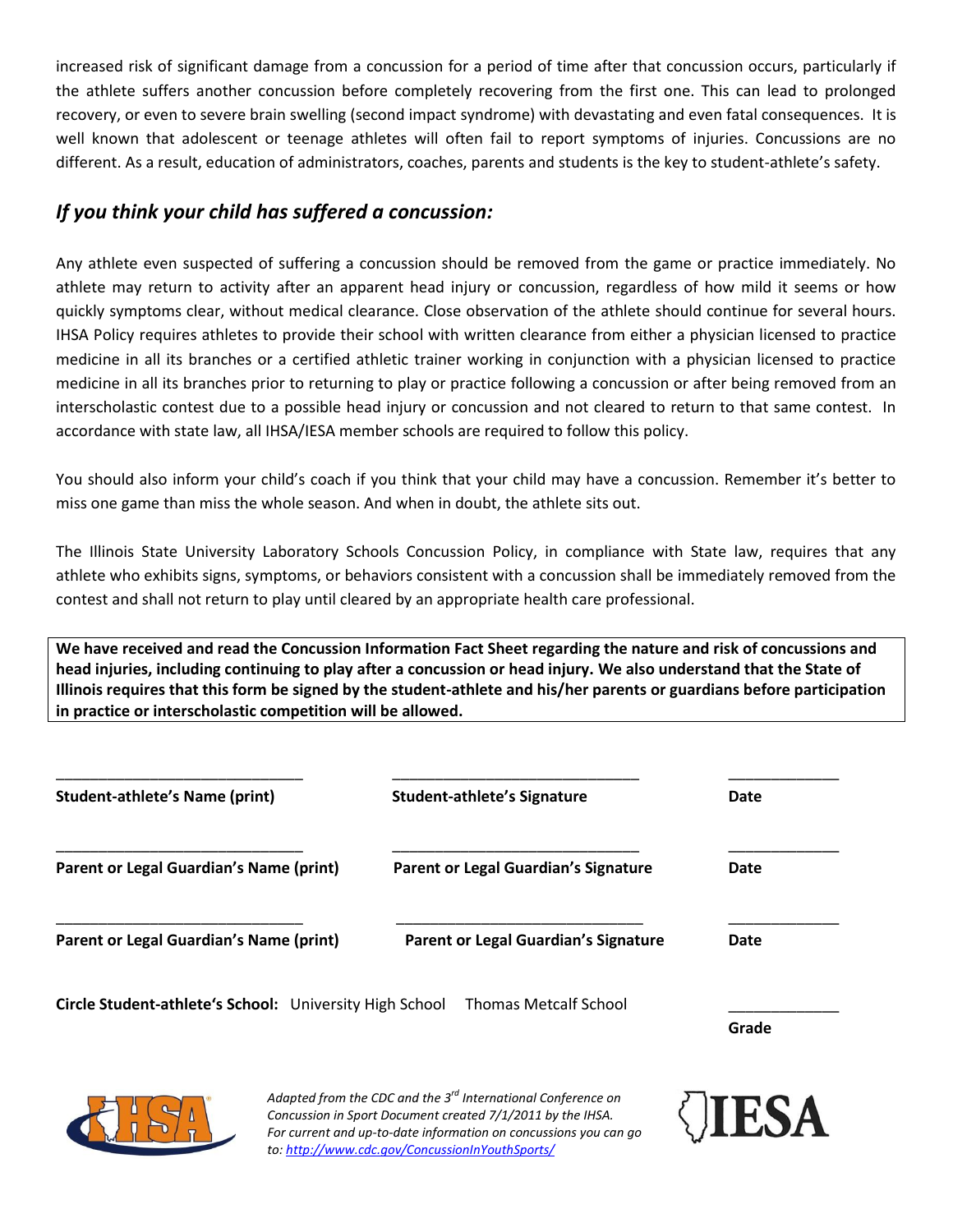increased risk of significant damage from a concussion for a period of time after that concussion occurs, particularly if the athlete suffers another concussion before completely recovering from the first one. This can lead to prolonged recovery, or even to severe brain swelling (second impact syndrome) with devastating and even fatal consequences. It is well known that adolescent or teenage athletes will often fail to report symptoms of injuries. Concussions are no different. As a result, education of administrators, coaches, parents and students is the key to student-athlete's safety.

## *If you think your child has suffered a concussion:*

Any athlete even suspected of suffering a concussion should be removed from the game or practice immediately. No athlete may return to activity after an apparent head injury or concussion, regardless of how mild it seems or how quickly symptoms clear, without medical clearance. Close observation of the athlete should continue for several hours. IHSA Policy requires athletes to provide their school with written clearance from either a physician licensed to practice medicine in all its branches or a certified athletic trainer working in conjunction with a physician licensed to practice medicine in all its branches prior to returning to play or practice following a concussion or after being removed from an interscholastic contest due to a possible head injury or concussion and not cleared to return to that same contest. In accordance with state law, all IHSA/IESA member schools are required to follow this policy.

You should also inform your child's coach if you think that your child may have a concussion. Remember it's better to miss one game than miss the whole season. And when in doubt, the athlete sits out.

The Illinois State University Laboratory Schools Concussion Policy, in compliance with State law, requires that any athlete who exhibits signs, symptoms, or behaviors consistent with a concussion shall be immediately removed from the contest and shall not return to play until cleared by an appropriate health care professional.

**We have received and read the Concussion Information Fact Sheet regarding the nature and risk of concussions and head injuries, including continuing to play after a concussion or head injury. We also understand that the State of Illinois requires that this form be signed by the student-athlete and his/her parents or guardians before participation in practice or interscholastic competition will be allowed.**

| | | |
|---|---|---|
| ______________________________ | ______________________________ | _____________ |
| **Student-athlete's Name (print)** | **Student-athlete's Signature** | **Date** |
| ______________________________ | ______________________________ | _____________ |
| **Parent or Legal Guardian's Name (print)** | **Parent or Legal Guardian's Signature** | **Date** |
| ______________________________ | ______________________________ | _____________ |
| **Parent or Legal Guardian's Name (print)** | **Parent or Legal Guardian's Signature** | **Date** |

**Circle Student-athlete's School:** University High School     Thomas Metcalf School     _____________ **Grade**

IHSA

*Adapted from the CDC and the 3rd International Conference on Concussion in Sport Document created 7/1/2011 by the IHSA. For current and up-to-date information on concussions you can go to: http://www.cdc.gov/ConcussionInYouthSports/*

IESA